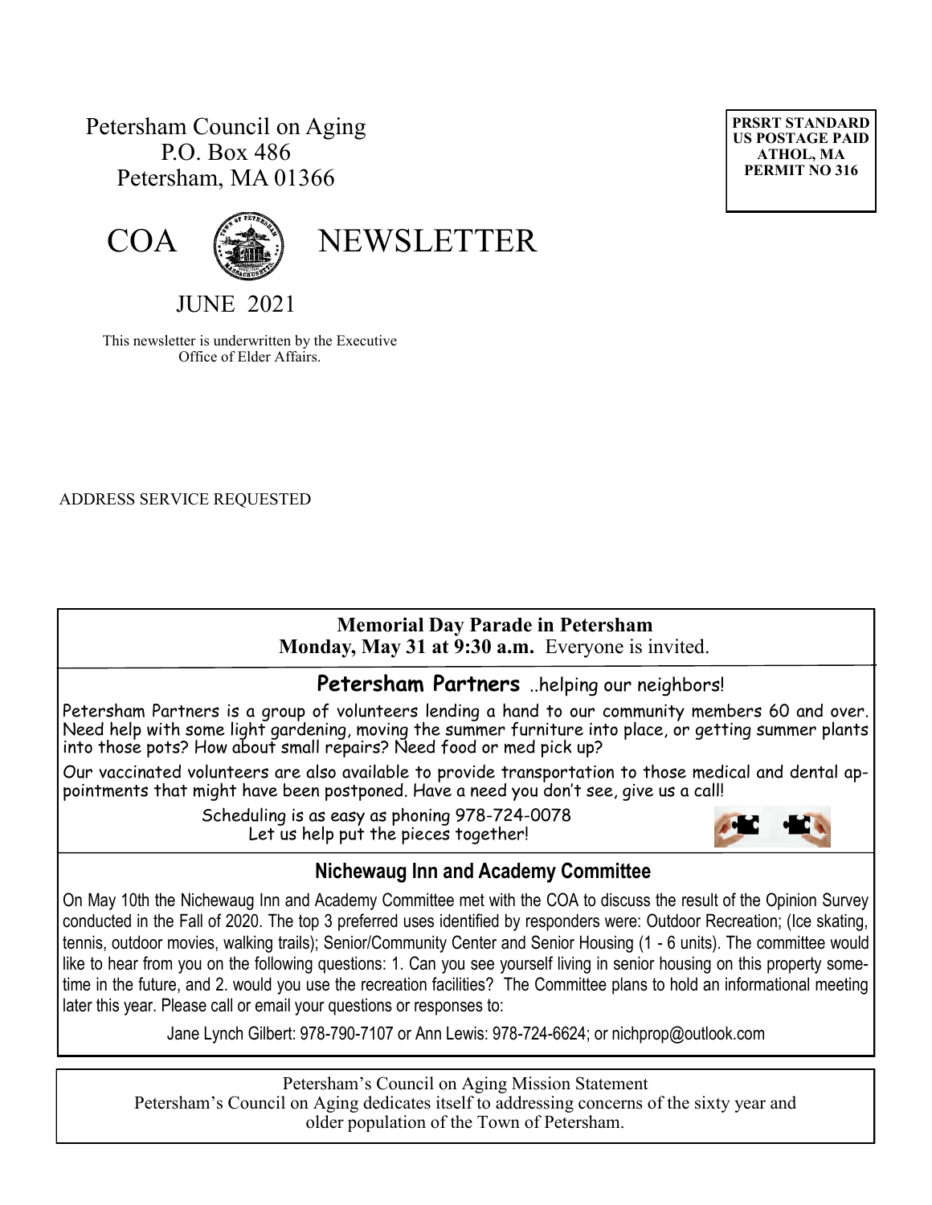Petersham Council on Aging
P.O. Box 486
Petersham, MA 01366

PRSRT STANDARD
US POSTAGE PAID
ATHOL, MA
PERMIT NO 316

# COA NEWSLETTER

## JUNE 2021

This newsletter is underwritten by the Executive Office of Elder Affairs.

ADDRESS SERVICE REQUESTED

**Memorial Day Parade in Petersham**
**Monday, May 31 at 9:30 a.m.** Everyone is invited.

## Petersham Partners ..helping our neighbors!

Petersham Partners is a group of volunteers lending a hand to our community members 60 and over. Need help with some light gardening, moving the summer furniture into place, or getting summer plants into those pots? How about small repairs? Need food or med pick up?

Our vaccinated volunteers are also available to provide transportation to those medical and dental appointments that might have been postponed. Have a need you don't see, give us a call!

Scheduling is as easy as phoning 978-724-0078
Let us help put the pieces together!

## Nichewaug Inn and Academy Committee

On May 10th the Nichewaug Inn and Academy Committee met with the COA to discuss the result of the Opinion Survey conducted in the Fall of 2020. The top 3 preferred uses identified by responders were: Outdoor Recreation; (Ice skating, tennis, outdoor movies, walking trails); Senior/Community Center and Senior Housing (1 - 6 units). The committee would like to hear from you on the following questions: 1. Can you see yourself living in senior housing on this property sometime in the future, and 2. would you use the recreation facilities? The Committee plans to hold an informational meeting later this year. Please call or email your questions or responses to:

Jane Lynch Gilbert: 978-790-7107 or Ann Lewis: 978-724-6624; or nichprop@outlook.com

Petersham's Council on Aging Mission Statement
Petersham's Council on Aging dedicates itself to addressing concerns of the sixty year and older population of the Town of Petersham.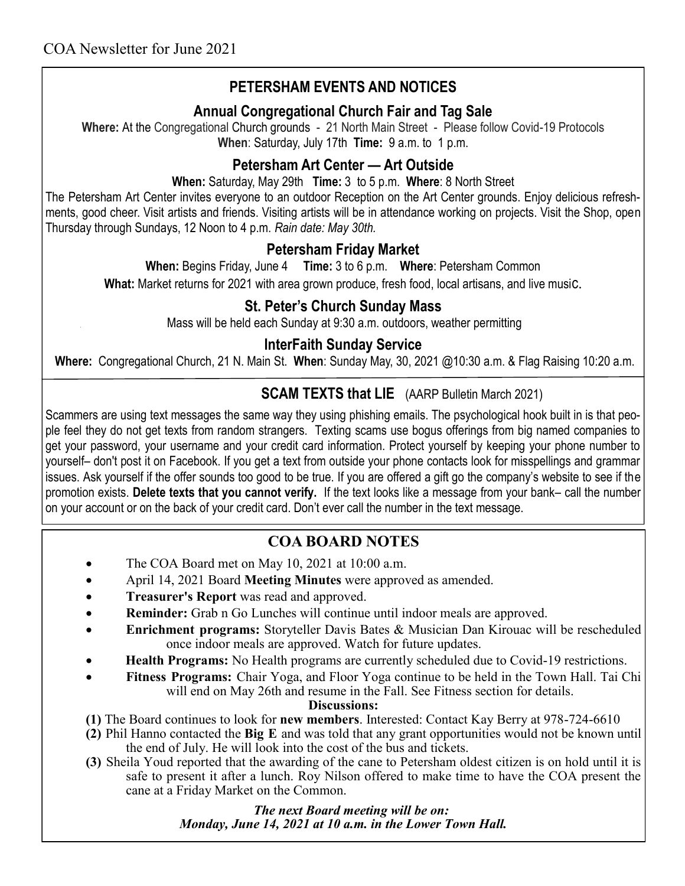COA Newsletter for June 2021

## PETERSHAM EVENTS AND NOTICES

### Annual Congregational Church Fair and Tag Sale

**Where:** At the Congregational Church grounds - 21 North Main Street - Please follow Covid-19 Protocols
**When**: Saturday, July 17th **Time:** 9 a.m. to 1 p.m.

### Petersham Art Center — Art Outside

**When:** Saturday, May 29th **Time:** 3 to 5 p.m. **Where**: 8 North Street

The Petersham Art Center invites everyone to an outdoor Reception on the Art Center grounds. Enjoy delicious refreshments, good cheer. Visit artists and friends. Visiting artists will be in attendance working on projects. Visit the Shop, open Thursday through Sundays, 12 Noon to 4 p.m. *Rain date: May 30th.*

### Petersham Friday Market

**When:** Begins Friday, June 4 **Time:** 3 to 6 p.m. **Where**: Petersham Common

**What:** Market returns for 2021 with area grown produce, fresh food, local artisans, and live music.

### St. Peter's Church Sunday Mass

Mass will be held each Sunday at 9:30 a.m. outdoors, weather permitting

### InterFaith Sunday Service

**Where:** Congregational Church, 21 N. Main St. **When**: Sunday May, 30, 2021 @10:30 a.m. & Flag Raising 10:20 a.m.

## SCAM TEXTS that LIE (AARP Bulletin March 2021)

Scammers are using text messages the same way they using phishing emails. The psychological hook built in is that people feel they do not get texts from random strangers. Texting scams use bogus offerings from big named companies to get your password, your username and your credit card information. Protect yourself by keeping your phone number to yourself– don't post it on Facebook. If you get a text from outside your phone contacts look for misspellings and grammar issues. Ask yourself if the offer sounds too good to be true. If you are offered a gift go the company's website to see if the promotion exists. **Delete texts that you cannot verify.** If the text looks like a message from your bank– call the number on your account or on the back of your credit card. Don't ever call the number in the text message.

## COA BOARD NOTES

- The COA Board met on May 10, 2021 at 10:00 a.m.
- April 14, 2021 Board **Meeting Minutes** were approved as amended.
- **Treasurer's Report** was read and approved.
- **Reminder:** Grab n Go Lunches will continue until indoor meals are approved.
- **Enrichment programs:** Storyteller Davis Bates & Musician Dan Kirouac will be rescheduled once indoor meals are approved. Watch for future updates.
- **Health Programs:** No Health programs are currently scheduled due to Covid-19 restrictions.
- **Fitness Programs:** Chair Yoga, and Floor Yoga continue to be held in the Town Hall. Tai Chi will end on May 26th and resume in the Fall. See Fitness section for details.

**Discussions:**

**(1)** The Board continues to look for **new members**. Interested: Contact Kay Berry at 978-724-6610

**(2)** Phil Hanno contacted the **Big E** and was told that any grant opportunities would not be known until the end of July. He will look into the cost of the bus and tickets.

**(3)** Sheila Youd reported that the awarding of the cane to Petersham oldest citizen is on hold until it is safe to present it after a lunch. Roy Nilson offered to make time to have the COA present the cane at a Friday Market on the Common.

***The next Board meeting will be on:***
***Monday, June 14, 2021 at 10 a.m. in the Lower Town Hall.***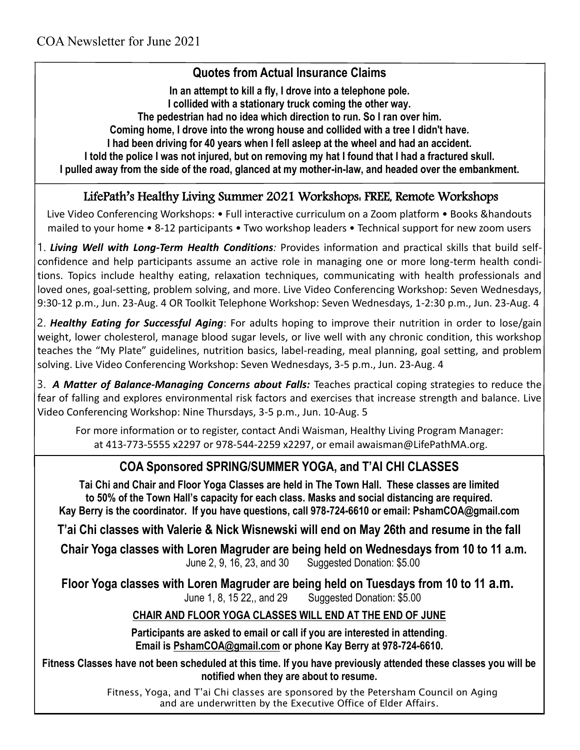COA Newsletter for June 2021

## Quotes from Actual Insurance Claims

**In an attempt to kill a fly, I drove into a telephone pole.**
**I collided with a stationary truck coming the other way.**
**The pedestrian had no idea which direction to run. So I ran over him.**
**Coming home, I drove into the wrong house and collided with a tree I didn't have.**
**I had been driving for 40 years when I fell asleep at the wheel and had an accident.**
**I told the police I was not injured, but on removing my hat I found that I had a fractured skull.**
**I pulled away from the side of the road, glanced at my mother-in-law, and headed over the embankment.**

## LifePath's Healthy Living Summer 2021 Workshops: FREE, Remote Workshops

Live Video Conferencing Workshops: • Full interactive curriculum on a Zoom platform • Books &handouts mailed to your home • 8-12 participants • Two workshop leaders • Technical support for new zoom users

1. ***Living Well with Long-Term Health Conditions**:* Provides information and practical skills that build self-confidence and help participants assume an active role in managing one or more long-term health conditions. Topics include healthy eating, relaxation techniques, communicating with health professionals and loved ones, goal-setting, problem solving, and more. Live Video Conferencing Workshop: Seven Wednesdays, 9:30-12 p.m., Jun. 23-Aug. 4 OR Toolkit Telephone Workshop: Seven Wednesdays, 1-2:30 p.m., Jun. 23-Aug. 4

2. ***Healthy Eating for Successful Aging***: For adults hoping to improve their nutrition in order to lose/gain weight, lower cholesterol, manage blood sugar levels, or live well with any chronic condition, this workshop teaches the "My Plate" guidelines, nutrition basics, label-reading, meal planning, goal setting, and problem solving. Live Video Conferencing Workshop: Seven Wednesdays, 3-5 p.m., Jun. 23-Aug. 4

3. ***A Matter of Balance-Managing Concerns about Falls:*** Teaches practical coping strategies to reduce the fear of falling and explores environmental risk factors and exercises that increase strength and balance. Live Video Conferencing Workshop: Nine Thursdays, 3-5 p.m., Jun. 10-Aug. 5

For more information or to register, contact Andi Waisman, Healthy Living Program Manager: at 413-773-5555 x2297 or 978-544-2259 x2297, or email awaisman@LifePathMA.org.

## COA Sponsored SPRING/SUMMER YOGA, and T'AI CHI CLASSES

**Tai Chi and Chair and Floor Yoga Classes are held in The Town Hall. These classes are limited to 50% of the Town Hall's capacity for each class. Masks and social distancing are required. Kay Berry is the coordinator. If you have questions, call 978-724-6610 or email: PshamCOA@gmail.com**

**T'ai Chi classes with Valerie & Nick Wisnewski will end on May 26th and resume in the fall**

**Chair Yoga classes with Loren Magruder are being held on Wednesdays from 10 to 11 a.m.**
June 2, 9, 16, 23, and 30 Suggested Donation: $5.00

**Floor Yoga classes with Loren Magruder are being held on Tuesdays from 10 to 11 a.m.**
June 1, 8, 15 22,, and 29 Suggested Donation: $5.00

**CHAIR AND FLOOR YOGA CLASSES WILL END AT THE END OF JUNE**

**Participants are asked to email or call if you are interested in attending**.
**Email is PshamCOA@gmail.com or phone Kay Berry at 978-724-6610.**

**Fitness Classes have not been scheduled at this time. If you have previously attended these classes you will be notified when they are about to resume.**

Fitness, Yoga, and T'ai Chi classes are sponsored by the Petersham Council on Aging and are underwritten by the Executive Office of Elder Affairs.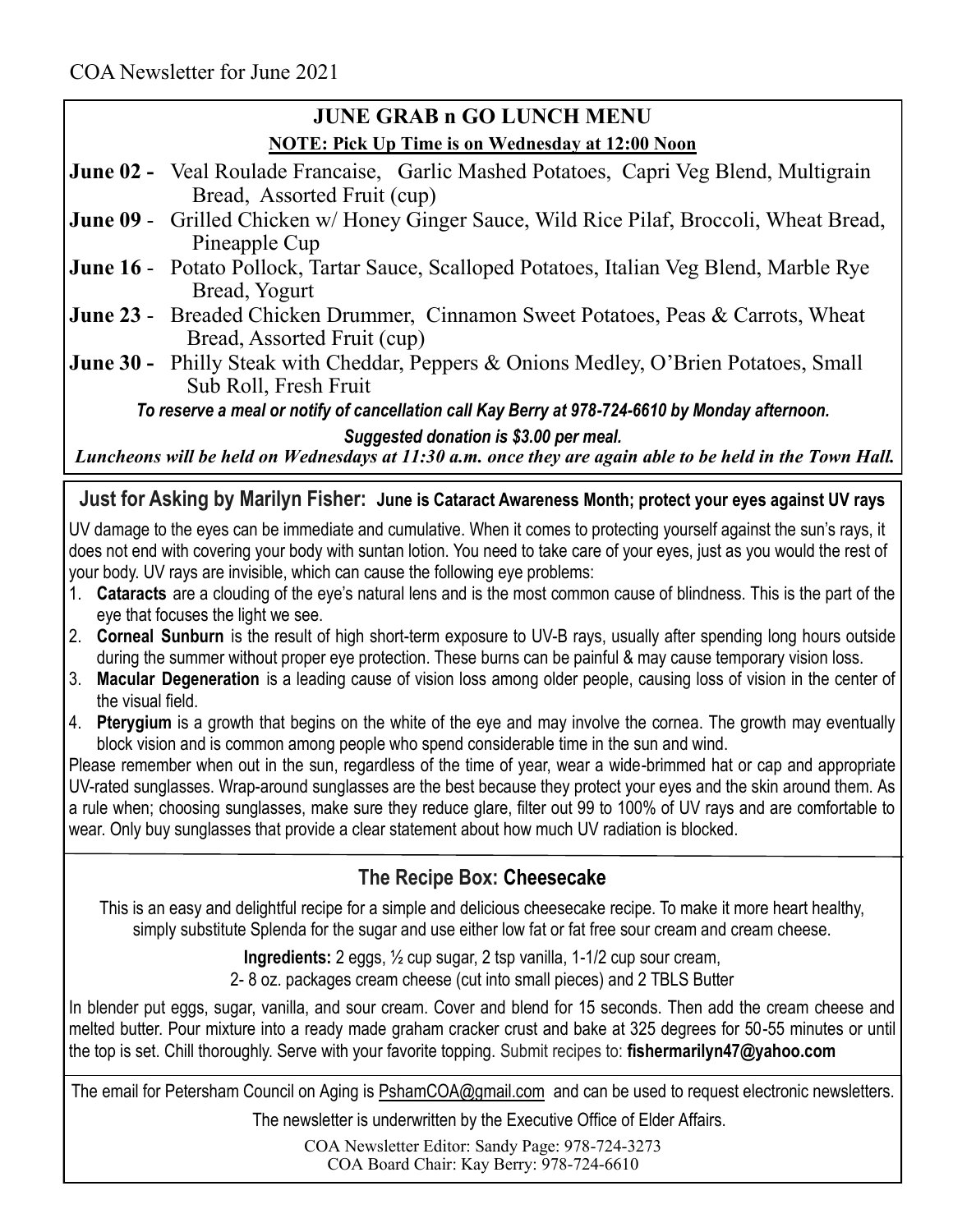COA Newsletter for June 2021

## JUNE GRAB n GO LUNCH MENU

**NOTE: Pick Up Time is on Wednesday at 12:00 Noon**

**June 02 -** Veal Roulade Francaise, Garlic Mashed Potatoes, Capri Veg Blend, Multigrain Bread, Assorted Fruit (cup)

**June 09** - Grilled Chicken w/ Honey Ginger Sauce, Wild Rice Pilaf, Broccoli, Wheat Bread, Pineapple Cup

**June 16** - Potato Pollock, Tartar Sauce, Scalloped Potatoes, Italian Veg Blend, Marble Rye Bread, Yogurt

**June 23** - Breaded Chicken Drummer, Cinnamon Sweet Potatoes, Peas & Carrots, Wheat Bread, Assorted Fruit (cup)

**June 30 -** Philly Steak with Cheddar, Peppers & Onions Medley, O'Brien Potatoes, Small Sub Roll, Fresh Fruit

***To reserve a meal or notify of cancellation call Kay Berry at 978-724-6610 by Monday afternoon.***

***Suggested donation is $3.00 per meal.***

*Luncheons will be held on Wednesdays at 11:30 a.m. once they are again able to be held in the Town Hall.*

## Just for Asking by Marilyn Fisher: June is Cataract Awareness Month; protect your eyes against UV rays

UV damage to the eyes can be immediate and cumulative. When it comes to protecting yourself against the sun's rays, it does not end with covering your body with suntan lotion. You need to take care of your eyes, just as you would the rest of your body. UV rays are invisible, which can cause the following eye problems:

1. **Cataracts** are a clouding of the eye's natural lens and is the most common cause of blindness. This is the part of the eye that focuses the light we see.
2. **Corneal Sunburn** is the result of high short-term exposure to UV-B rays, usually after spending long hours outside during the summer without proper eye protection. These burns can be painful & may cause temporary vision loss.
3. **Macular Degeneration** is a leading cause of vision loss among older people, causing loss of vision in the center of the visual field.
4. **Pterygium** is a growth that begins on the white of the eye and may involve the cornea. The growth may eventually block vision and is common among people who spend considerable time in the sun and wind.

Please remember when out in the sun, regardless of the time of year, wear a wide-brimmed hat or cap and appropriate UV-rated sunglasses. Wrap-around sunglasses are the best because they protect your eyes and the skin around them. As a rule when; choosing sunglasses, make sure they reduce glare, filter out 99 to 100% of UV rays and are comfortable to wear. Only buy sunglasses that provide a clear statement about how much UV radiation is blocked.

## The Recipe Box: Cheesecake

This is an easy and delightful recipe for a simple and delicious cheesecake recipe. To make it more heart healthy, simply substitute Splenda for the sugar and use either low fat or fat free sour cream and cream cheese.

**Ingredients:** 2 eggs, ½ cup sugar, 2 tsp vanilla, 1-1/2 cup sour cream,
2- 8 oz. packages cream cheese (cut into small pieces) and 2 TBLS Butter

In blender put eggs, sugar, vanilla, and sour cream. Cover and blend for 15 seconds. Then add the cream cheese and melted butter. Pour mixture into a ready made graham cracker crust and bake at 325 degrees for 50-55 minutes or until the top is set. Chill thoroughly. Serve with your favorite topping. Submit recipes to: **fishermarilyn47@yahoo.com**

The email for Petersham Council on Aging is PshamCOA@gmail.com and can be used to request electronic newsletters.

The newsletter is underwritten by the Executive Office of Elder Affairs.

COA Newsletter Editor: Sandy Page: 978-724-3273
COA Board Chair: Kay Berry: 978-724-6610